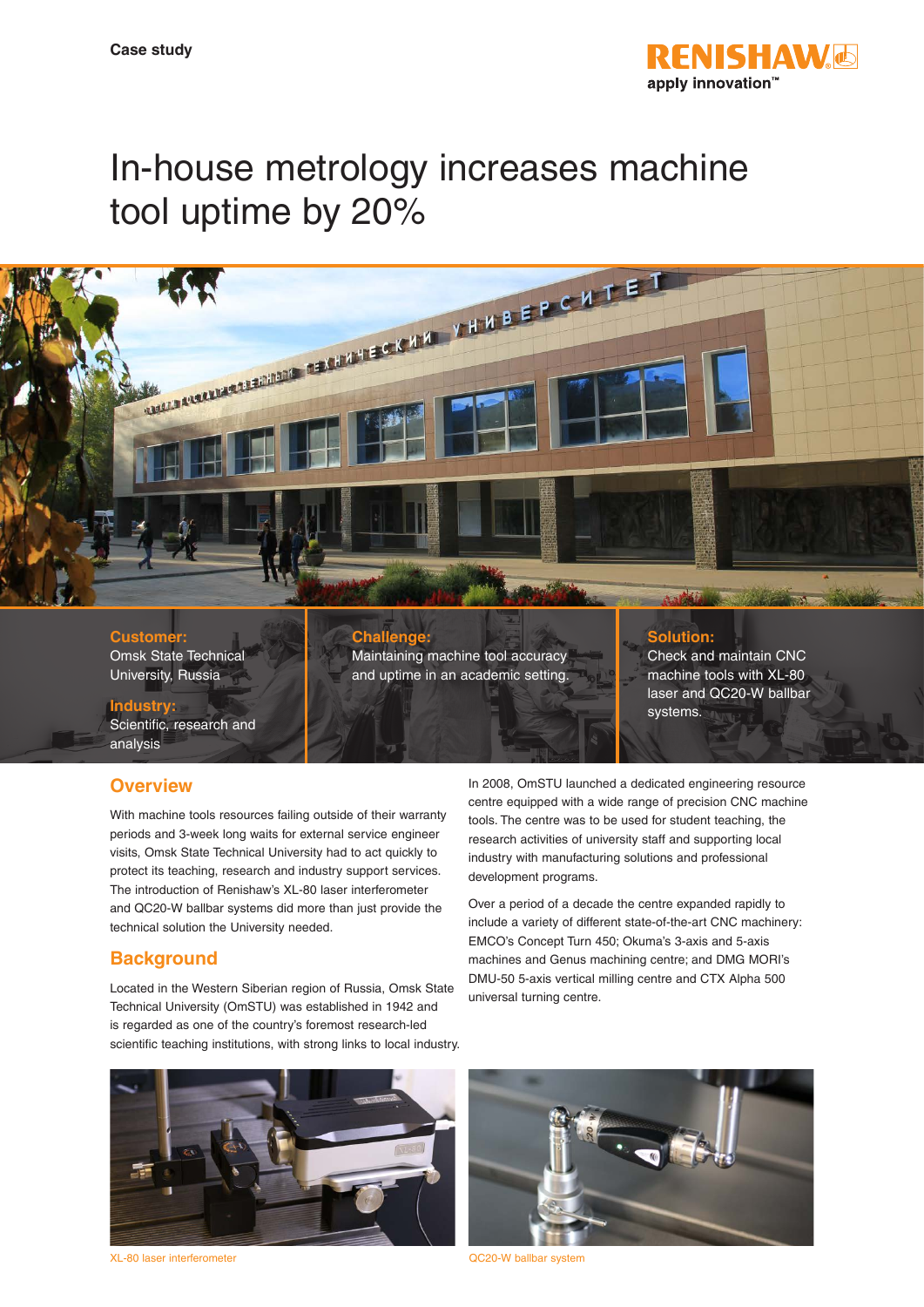Case study

RENISHAW
apply innovation™

# In-house metrology increases machine tool uptime by 20%

**Customer:**
Omsk State Technical University, Russia

**Industry:**
Scientific, research and analysis

**Challenge:**
Maintaining machine tool accuracy and uptime in an academic setting.

**Solution:**
Check and maintain CNC machine tools with XL-80 laser and QC20-W ballbar systems.

## Overview

With machine tools resources failing outside of their warranty periods and 3-week long waits for external service engineer visits, Omsk State Technical University had to act quickly to protect its teaching, research and industry support services. The introduction of Renishaw's XL-80 laser interferometer and QC20-W ballbar systems did more than just provide the technical solution the University needed.

## Background

Located in the Western Siberian region of Russia, Omsk State Technical University (OmSTU) was established in 1942 and is regarded as one of the country's foremost research-led scientific teaching institutions, with strong links to local industry.

In 2008, OmSTU launched a dedicated engineering resource centre equipped with a wide range of precision CNC machine tools. The centre was to be used for student teaching, the research activities of university staff and supporting local industry with manufacturing solutions and professional development programs.

Over a period of a decade the centre expanded rapidly to include a variety of different state-of-the-art CNC machinery: EMCO's Concept Turn 450; Okuma's 3-axis and 5-axis machines and Genus machining centre; and DMG MORI's DMU-50 5-axis vertical milling centre and CTX Alpha 500 universal turning centre.

XL-80 laser interferometer

QC20-W ballbar system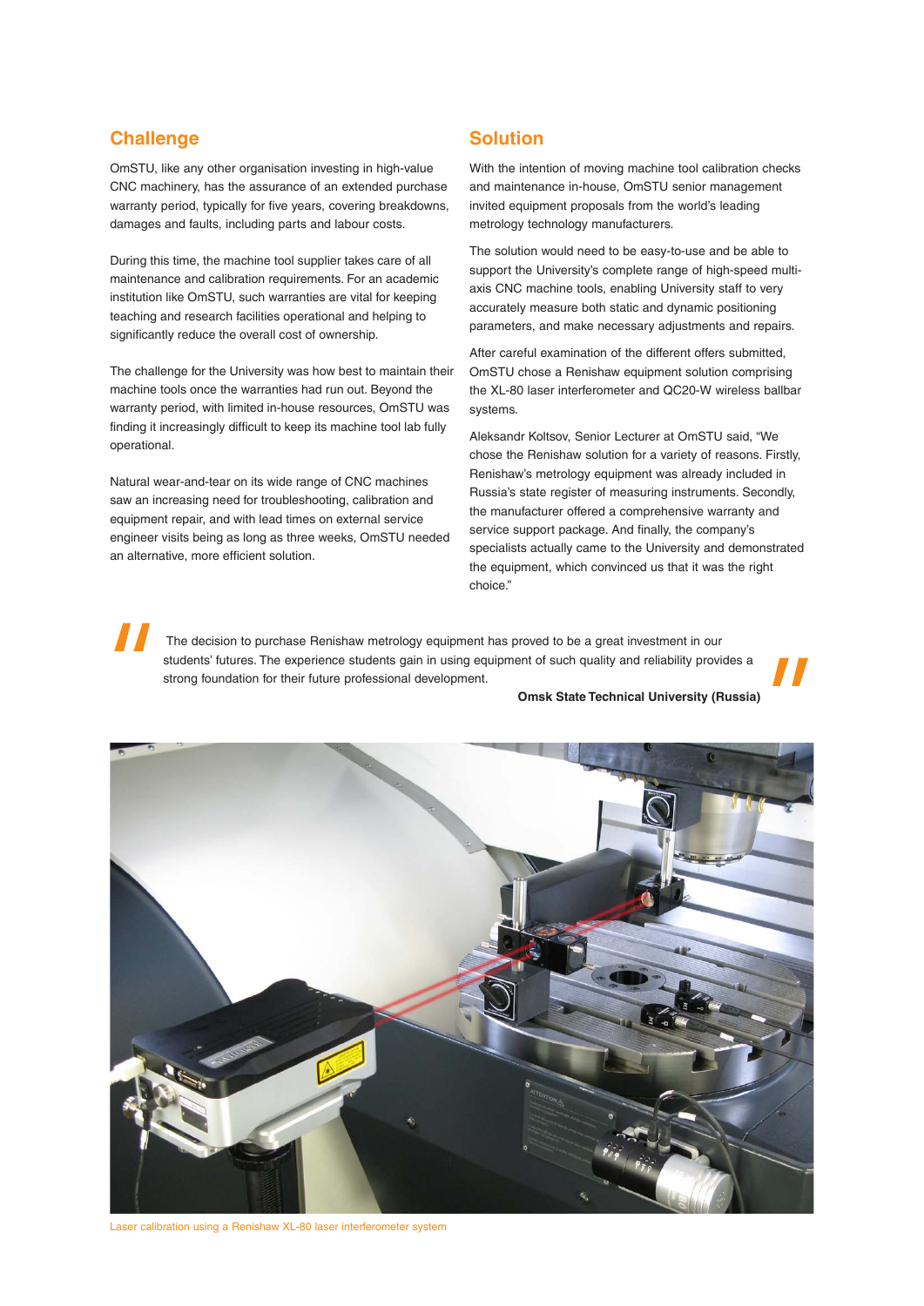## Challenge

OmSTU, like any other organisation investing in high-value CNC machinery, has the assurance of an extended purchase warranty period, typically for five years, covering breakdowns, damages and faults, including parts and labour costs.

During this time, the machine tool supplier takes care of all maintenance and calibration requirements. For an academic institution like OmSTU, such warranties are vital for keeping teaching and research facilities operational and helping to significantly reduce the overall cost of ownership.

The challenge for the University was how best to maintain their machine tools once the warranties had run out. Beyond the warranty period, with limited in-house resources, OmSTU was finding it increasingly difficult to keep its machine tool lab fully operational.

Natural wear-and-tear on its wide range of CNC machines saw an increasing need for troubleshooting, calibration and equipment repair, and with lead times on external service engineer visits being as long as three weeks, OmSTU needed an alternative, more efficient solution.

## Solution

With the intention of moving machine tool calibration checks and maintenance in-house, OmSTU senior management invited equipment proposals from the world's leading metrology technology manufacturers.

The solution would need to be easy-to-use and be able to support the University's complete range of high-speed multi-axis CNC machine tools, enabling University staff to very accurately measure both static and dynamic positioning parameters, and make necessary adjustments and repairs.

After careful examination of the different offers submitted, OmSTU chose a Renishaw equipment solution comprising the XL-80 laser interferometer and QC20-W wireless ballbar systems.

Aleksandr Koltsov, Senior Lecturer at OmSTU said, "We chose the Renishaw solution for a variety of reasons. Firstly, Renishaw's metrology equipment was already included in Russia's state register of measuring instruments. Secondly, the manufacturer offered a comprehensive warranty and service support package. And finally, the company's specialists actually came to the University and demonstrated the equipment, which convinced us that it was the right choice."

> "The decision to purchase Renishaw metrology equipment has proved to be a great investment in our students' futures. The experience students gain in using equipment of such quality and reliability provides a strong foundation for their future professional development."
>
> **Omsk State Technical University (Russia)**

Laser calibration using a Renishaw XL-80 laser interferometer system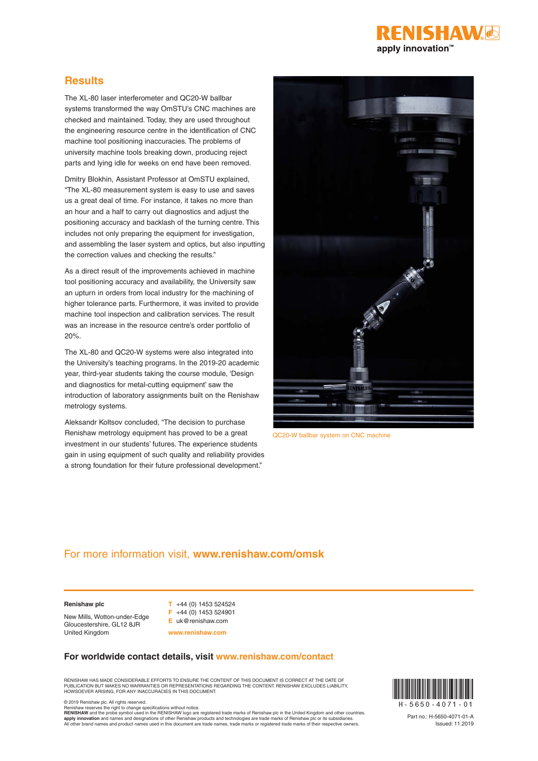## Results

The XL-80 laser interferometer and QC20-W ballbar systems transformed the way OmSTU's CNC machines are checked and maintained. Today, they are used throughout the engineering resource centre in the identification of CNC machine tool positioning inaccuracies. The problems of university machine tools breaking down, producing reject parts and lying idle for weeks on end have been removed.

Dmitry Blokhin, Assistant Professor at OmSTU explained, "The XL-80 measurement system is easy to use and saves us a great deal of time. For instance, it takes no more than an hour and a half to carry out diagnostics and adjust the positioning accuracy and backlash of the turning centre. This includes not only preparing the equipment for investigation, and assembling the laser system and optics, but also inputting the correction values and checking the results."

As a direct result of the improvements achieved in machine tool positioning accuracy and availability, the University saw an upturn in orders from local industry for the machining of higher tolerance parts. Furthermore, it was invited to provide machine tool inspection and calibration services. The result was an increase in the resource centre's order portfolio of 20%.

The XL-80 and QC20-W systems were also integrated into the University's teaching programs. In the 2019-20 academic year, third-year students taking the course module, 'Design and diagnostics for metal-cutting equipment' saw the introduction of laboratory assignments built on the Renishaw metrology systems.

Aleksandr Koltsov concluded, "The decision to purchase Renishaw metrology equipment has proved to be a great investment in our students' futures. The experience students gain in using equipment of such quality and reliability provides a strong foundation for their future professional development."

QC20-W ballbar system on CNC machine

For more information visit, **www.renishaw.com/omsk**

**Renishaw plc**

New Mills, Wotton-under-Edge
Gloucestershire, GL12 8JR
United Kingdom

**T** +44 (0) 1453 524524
**F** +44 (0) 1453 524901
**E** uk@renishaw.com

**www.renishaw.com**

### For worldwide contact details, visit www.renishaw.com/contact

RENISHAW HAS MADE CONSIDERABLE EFFORTS TO ENSURE THE CONTENT OF THIS DOCUMENT IS CORRECT AT THE DATE OF PUBLICATION BUT MAKES NO WARRANTIES OR REPRESENTATIONS REGARDING THE CONTENT. RENISHAW EXCLUDES LIABILITY, HOWSOEVER ARISING, FOR ANY INACCURACIES IN THIS DOCUMENT.

© 2019 Renishaw plc. All rights reserved.
Renishaw reserves the right to change specifications without notice.
**RENISHAW** and the probe symbol used in the RENISHAW logo are registered trade marks of Renishaw plc in the United Kingdom and other countries. **apply innovation** and names and designations of other Renishaw products and technologies are trade marks of Renishaw plc or its subsidiaries.
All other brand names and product names used in this document are trade names, trade marks or registered trade marks of their respective owners.

H-5650-4071-01

Part no.: H-5650-4071-01-A
Issued: 11.2019